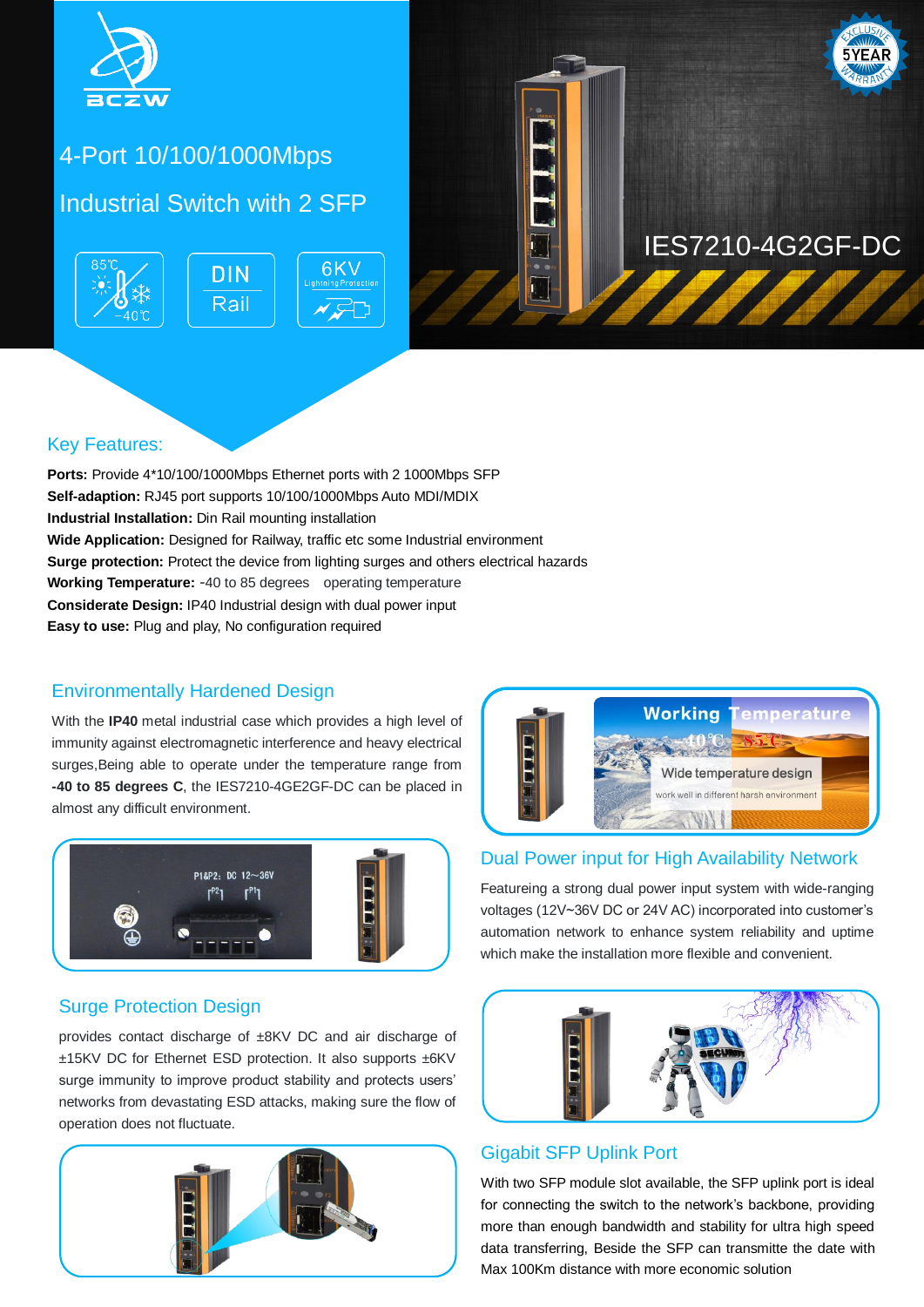BCZW

# 4-Port 10/100/1000Mbps Industrial Switch with 2 SFP

85℃ -40℃ | DIN Rail | 6KV Lightning Protection

IES7210-4G2GF-DC

5YEAR EXCLUSIVE WARRANTY

## Key Features:

**Ports:** Provide 4*10/100/1000Mbps Ethernet ports with 2 1000Mbps SFP
**Self-adaption:** RJ45 port supports 10/100/1000Mbps Auto MDI/MDIX
**Industrial Installation:** Din Rail mounting installation
**Wide Application:** Designed for Railway, traffic etc some Industrial environment
**Surge protection:** Protect the device from lighting surges and others electrical hazards
**Working Temperature:** -40 to 85 degrees operating temperature
**Considerate Design:** IP40 Industrial design with dual power input
**Easy to use:** Plug and play, No configuration required

## Environmentally Hardened Design

With the **IP40** metal industrial case which provides a high level of immunity against electromagnetic interference and heavy electrical surges,Being able to operate under the temperature range from **-40 to 85 degrees C**, the IES7210-4GE2GF-DC can be placed in almost any difficult environment.

Working Temperature -40℃ 85℃ Wide temperature design work well in different harsh environment

P1&P2: DC 12~36V

## Dual Power input for High Availability Network

Featureing a strong dual power input system with wide-ranging voltages (12V~36V DC or 24V AC) incorporated into customer's automation network to enhance system reliability and uptime which make the installation more flexible and convenient.

## Surge Protection Design

provides contact discharge of ±8KV DC and air discharge of ±15KV DC for Ethernet ESD protection. It also supports ±6KV surge immunity to improve product stability and protects users' networks from devastating ESD attacks, making sure the flow of operation does not fluctuate.

## Gigabit SFP Uplink Port

With two SFP module slot available, the SFP uplink port is ideal for connecting the switch to the network's backbone, providing more than enough bandwidth and stability for ultra high speed data transferring, Beside the SFP can transmitte the date with Max 100Km distance with more economic solution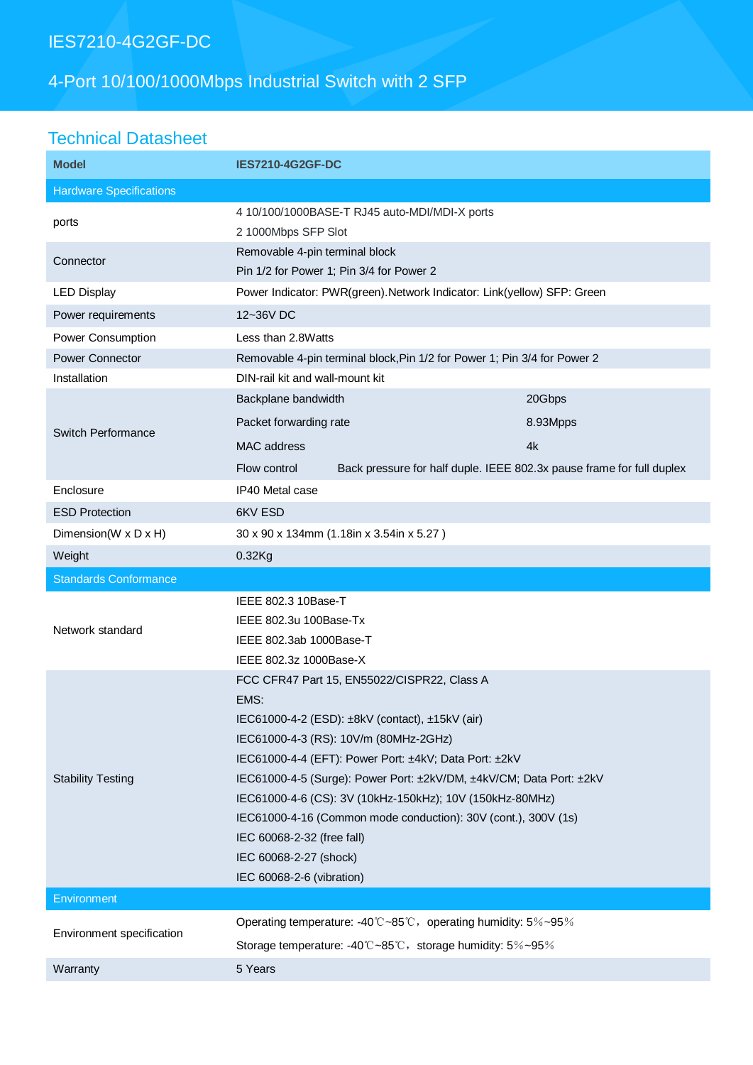# IES7210-4G2GF-DC

## 4-Port 10/100/1000Mbps Industrial Switch with 2 SFP

## Technical Datasheet

| Model | IES7210-4G2GF-DC |
|---|---|
| **Hardware Specifications** | |
| ports | 4 10/100/1000BASE-T RJ45 auto-MDI/MDI-X ports<br>2 1000Mbps SFP Slot |
| Connector | Removable 4-pin terminal block<br>Pin 1/2 for Power 1; Pin 3/4 for Power 2 |
| LED Display | Power Indicator: PWR(green).Network Indicator: Link(yellow) SFP: Green |
| Power requirements | 12~36V DC |
| Power Consumption | Less than 2.8Watts |
| Power Connector | Removable 4-pin terminal block,Pin 1/2 for Power 1; Pin 3/4 for Power 2 |
| Installation | DIN-rail kit and wall-mount kit |
| Switch Performance | Backplane bandwidth: 20Gbps<br>Packet forwarding rate: 8.93Mpps<br>MAC address: 4k<br>Flow control: Back pressure for half duple. IEEE 802.3x pause frame for full duplex |
| Enclosure | IP40 Metal case |
| ESD Protection | 6KV ESD |
| Dimension(W x D x H) | 30 x 90 x 134mm (1.18in x 3.54in x 5.27 ) |
| Weight | 0.32Kg |
| **Standards Conformance** | |
| Network standard | IEEE 802.3 10Base-T<br>IEEE 802.3u 100Base-Tx<br>IEEE 802.3ab 1000Base-T<br>IEEE 802.3z 1000Base-X |
| Stability Testing | FCC CFR47 Part 15, EN55022/CISPR22, Class A<br>EMS:<br>IEC61000-4-2 (ESD): ±8kV (contact), ±15kV (air)<br>IEC61000-4-3 (RS): 10V/m (80MHz-2GHz)<br>IEC61000-4-4 (EFT): Power Port: ±4kV; Data Port: ±2kV<br>IEC61000-4-5 (Surge): Power Port: ±2kV/DM, ±4kV/CM; Data Port: ±2kV<br>IEC61000-4-6 (CS): 3V (10kHz-150kHz); 10V (150kHz-80MHz)<br>IEC61000-4-16 (Common mode conduction): 30V (cont.), 300V (1s)<br>IEC 60068-2-32 (free fall)<br>IEC 60068-2-27 (shock)<br>IEC 60068-2-6 (vibration) |
| **Environment** | |
| Environment specification | Operating temperature: -40℃~85℃，operating humidity: 5％~95％<br>Storage temperature: -40℃~85℃，storage humidity: 5％~95％ |
| Warranty | 5 Years |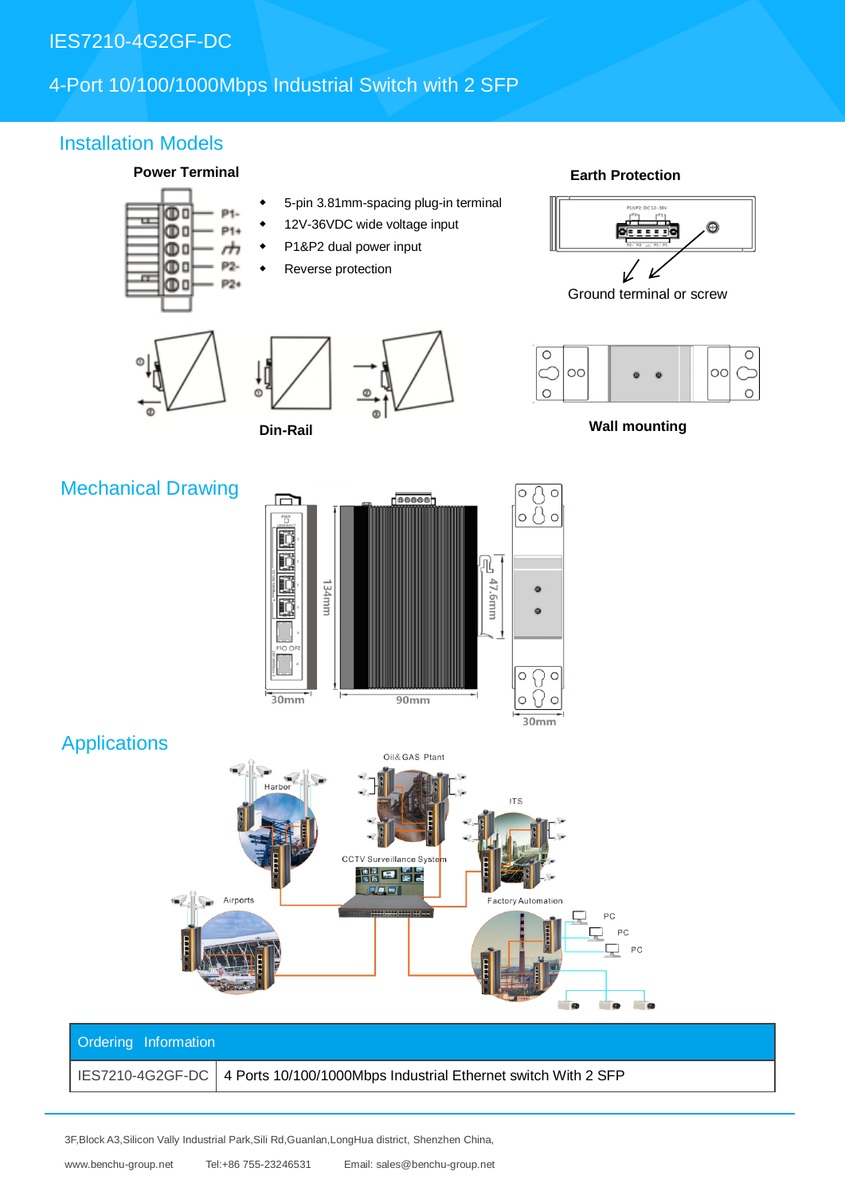IES7210-4G2GF-DC

4-Port 10/100/1000Mbps Industrial Switch with 2 SFP

## Installation Models

**Power Terminal**

P1-
P1+
P2-
P2+

- 5-pin 3.81mm-spacing plug-in terminal
- 12V-36VDC wide voltage input
- P1&P2 dual power input
- Reverse protection

**Earth Protection**

Ground terminal or screw

**Din-Rail**

**Wall mounting**

## Mechanical Drawing

134mm
47.6mm
30mm
90mm
30mm

## Applications

Oil&GAS Plant
Harbor
ITS
CCTV Surveillance System
Airports
Factory Automation
PC
PC
PC

| Ordering Information | |
|---|---|
| IES7210-4G2GF-DC | 4 Ports 10/100/1000Mbps Industrial Ethernet switch With 2 SFP |

3F,Block A3,Silicon Vally Industrial Park,Sili Rd,Guanlan,LongHua district, Shenzhen China,

www.benchu-group.net Tel:+86 755-23246531 Email: sales@benchu-group.net